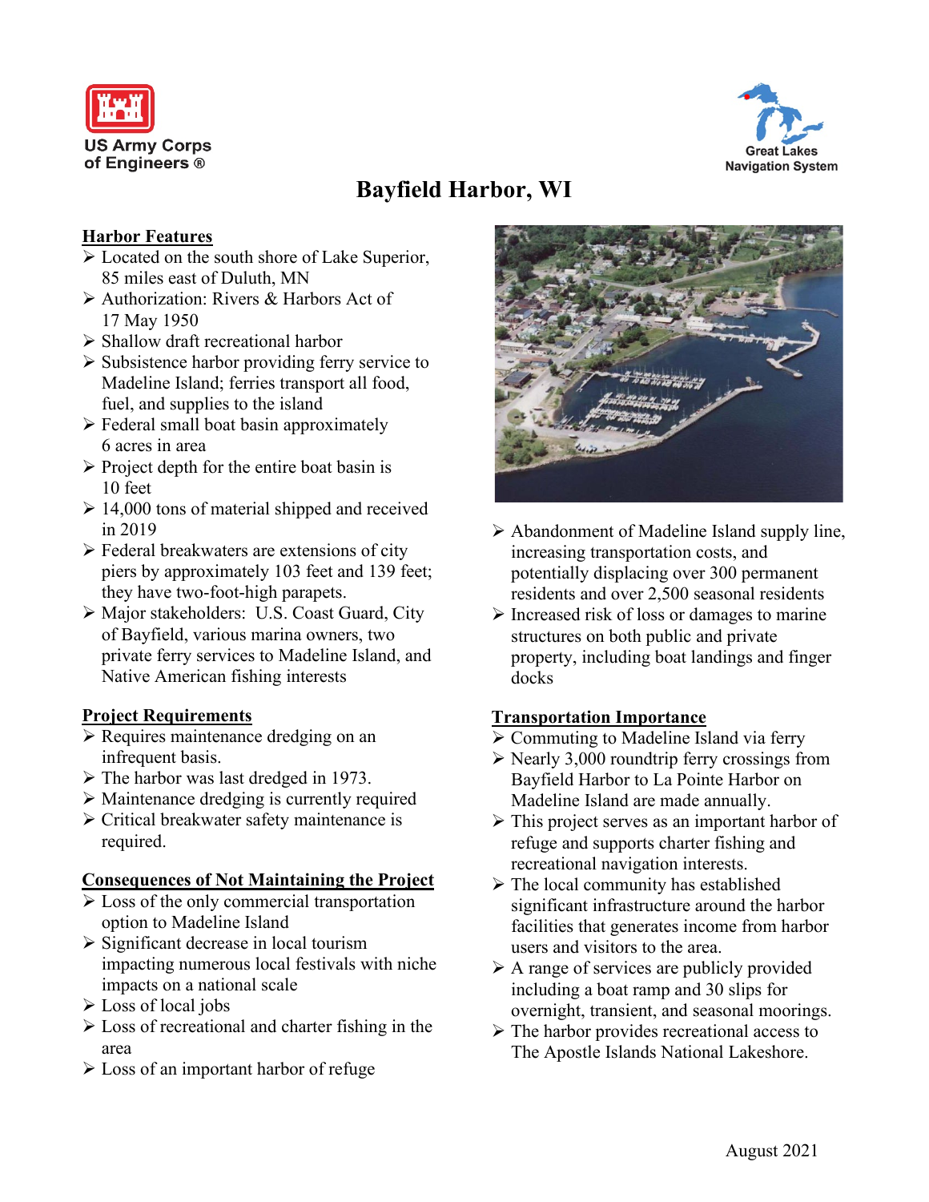US Army Corps of Engineers ®

Great Lakes Navigation System

# Bayfield Harbor, WI

## Harbor Features

- Located on the south shore of Lake Superior, 85 miles east of Duluth, MN
- Authorization: Rivers & Harbors Act of 17 May 1950
- Shallow draft recreational harbor
- Subsistence harbor providing ferry service to Madeline Island; ferries transport all food, fuel, and supplies to the island
- Federal small boat basin approximately 6 acres in area
- Project depth for the entire boat basin is 10 feet
- 14,000 tons of material shipped and received in 2019
- Federal breakwaters are extensions of city piers by approximately 103 feet and 139 feet; they have two-foot-high parapets.
- Major stakeholders: U.S. Coast Guard, City of Bayfield, various marina owners, two private ferry services to Madeline Island, and Native American fishing interests

## Project Requirements

- Requires maintenance dredging on an infrequent basis.
- The harbor was last dredged in 1973.
- Maintenance dredging is currently required
- Critical breakwater safety maintenance is required.

## Consequences of Not Maintaining the Project

- Loss of the only commercial transportation option to Madeline Island
- Significant decrease in local tourism impacting numerous local festivals with niche impacts on a national scale
- Loss of local jobs
- Loss of recreational and charter fishing in the area
- Loss of an important harbor of refuge
- Abandonment of Madeline Island supply line, increasing transportation costs, and potentially displacing over 300 permanent residents and over 2,500 seasonal residents
- Increased risk of loss or damages to marine structures on both public and private property, including boat landings and finger docks

## Transportation Importance

- Commuting to Madeline Island via ferry
- Nearly 3,000 roundtrip ferry crossings from Bayfield Harbor to La Pointe Harbor on Madeline Island are made annually.
- This project serves as an important harbor of refuge and supports charter fishing and recreational navigation interests.
- The local community has established significant infrastructure around the harbor facilities that generates income from harbor users and visitors to the area.
- A range of services are publicly provided including a boat ramp and 30 slips for overnight, transient, and seasonal moorings.
- The harbor provides recreational access to The Apostle Islands National Lakeshore.

August 2021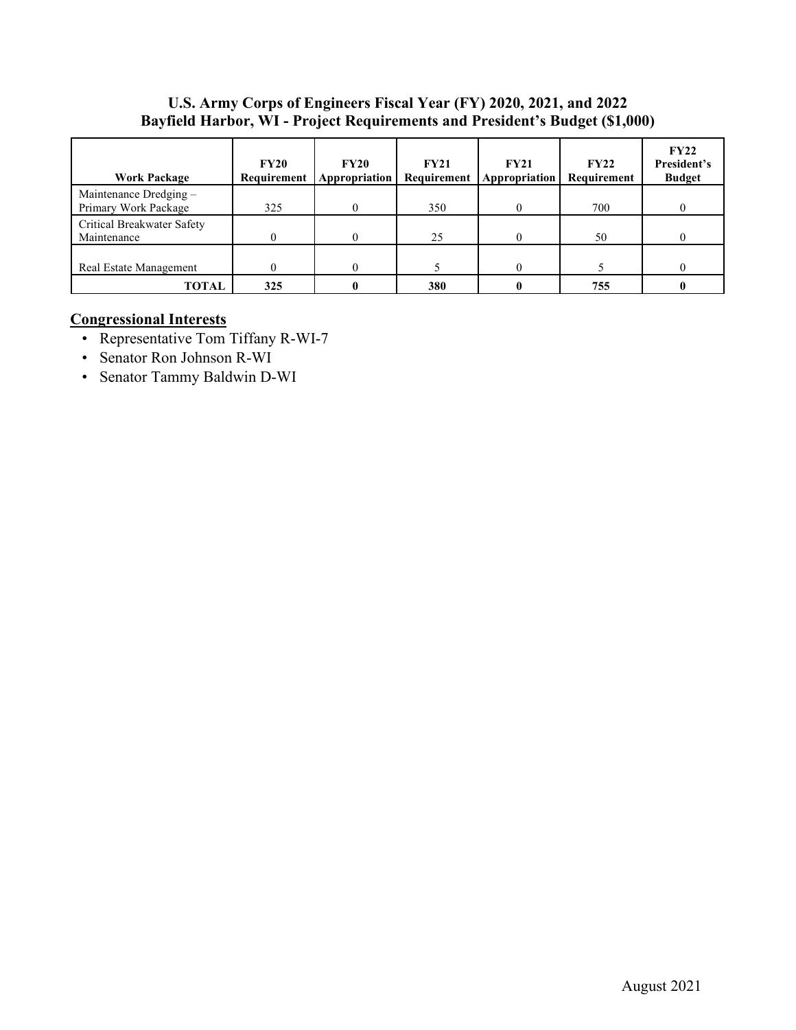**U.S. Army Corps of Engineers Fiscal Year (FY) 2020, 2021, and 2022**
**Bayfield Harbor, WI - Project Requirements and President's Budget ($1,000)**

| Work Package | FY20 Requirement | FY20 Appropriation | FY21 Requirement | FY21 Appropriation | FY22 Requirement | FY22 President's Budget |
|---|---|---|---|---|---|---|
| Maintenance Dredging – Primary Work Package | 325 | 0 | 350 | 0 | 700 | 0 |
| Critical Breakwater Safety Maintenance | 0 | 0 | 25 | 0 | 50 | 0 |
| Real Estate Management | 0 | 0 | 5 | 0 | 5 | 0 |
| **TOTAL** | **325** | **0** | **380** | **0** | **755** | **0** |

**Congressional Interests**

- Representative Tom Tiffany R-WI-7
- Senator Ron Johnson R-WI
- Senator Tammy Baldwin D-WI

August 2021